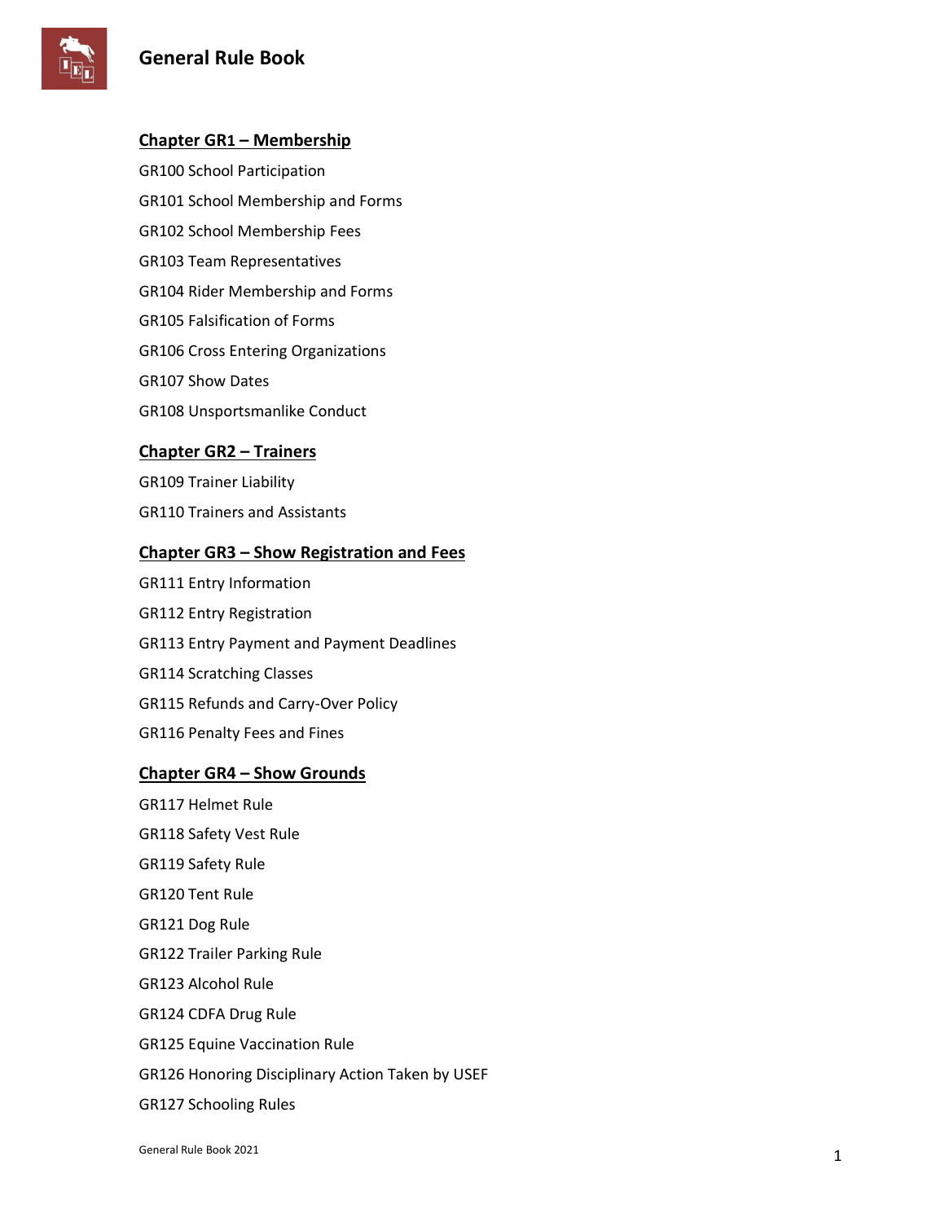# General Rule Book

## Chapter GR1 – Membership

GR100 School Participation

GR101 School Membership and Forms

GR102 School Membership Fees

GR103 Team Representatives

GR104 Rider Membership and Forms

GR105 Falsification of Forms

GR106 Cross Entering Organizations

GR107 Show Dates

GR108 Unsportsmanlike Conduct

## Chapter GR2 – Trainers

GR109 Trainer Liability

GR110 Trainers and Assistants

## Chapter GR3 – Show Registration and Fees

GR111 Entry Information

GR112 Entry Registration

GR113 Entry Payment and Payment Deadlines

GR114 Scratching Classes

GR115 Refunds and Carry-Over Policy

GR116 Penalty Fees and Fines

## Chapter GR4 – Show Grounds

GR117 Helmet Rule

GR118 Safety Vest Rule

GR119 Safety Rule

GR120 Tent Rule

GR121 Dog Rule

GR122 Trailer Parking Rule

GR123 Alcohol Rule

GR124 CDFA Drug Rule

GR125 Equine Vaccination Rule

GR126 Honoring Disciplinary Action Taken by USEF

GR127 Schooling Rules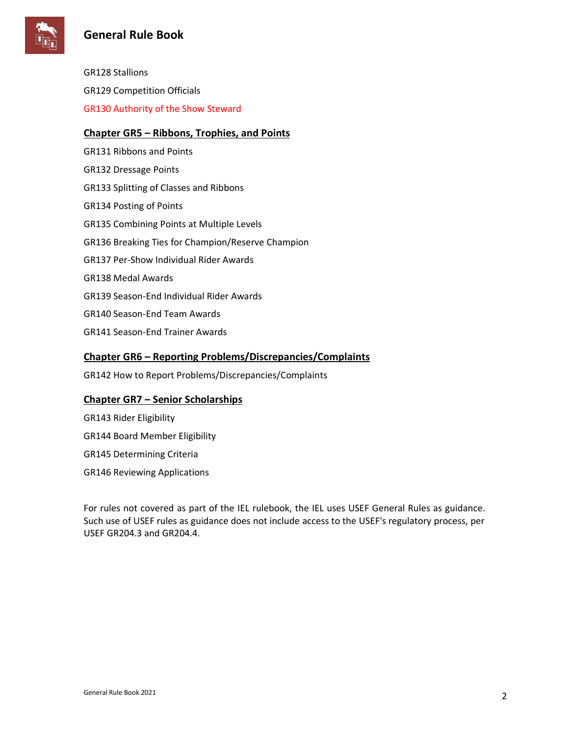GR128 Stallions

GR129 Competition Officials

GR130 Authority of the Show Steward

## Chapter GR5 – Ribbons, Trophies, and Points

GR131 Ribbons and Points

GR132 Dressage Points

GR133 Splitting of Classes and Ribbons

GR134 Posting of Points

GR135 Combining Points at Multiple Levels

GR136 Breaking Ties for Champion/Reserve Champion

GR137 Per-Show Individual Rider Awards

GR138 Medal Awards

GR139 Season-End Individual Rider Awards

GR140 Season-End Team Awards

GR141 Season-End Trainer Awards

## Chapter GR6 – Reporting Problems/Discrepancies/Complaints

GR142 How to Report Problems/Discrepancies/Complaints

## Chapter GR7 – Senior Scholarships

GR143 Rider Eligibility

GR144 Board Member Eligibility

GR145 Determining Criteria

GR146 Reviewing Applications

For rules not covered as part of the IEL rulebook, the IEL uses USEF General Rules as guidance. Such use of USEF rules as guidance does not include access to the USEF's regulatory process, per USEF GR204.3 and GR204.4.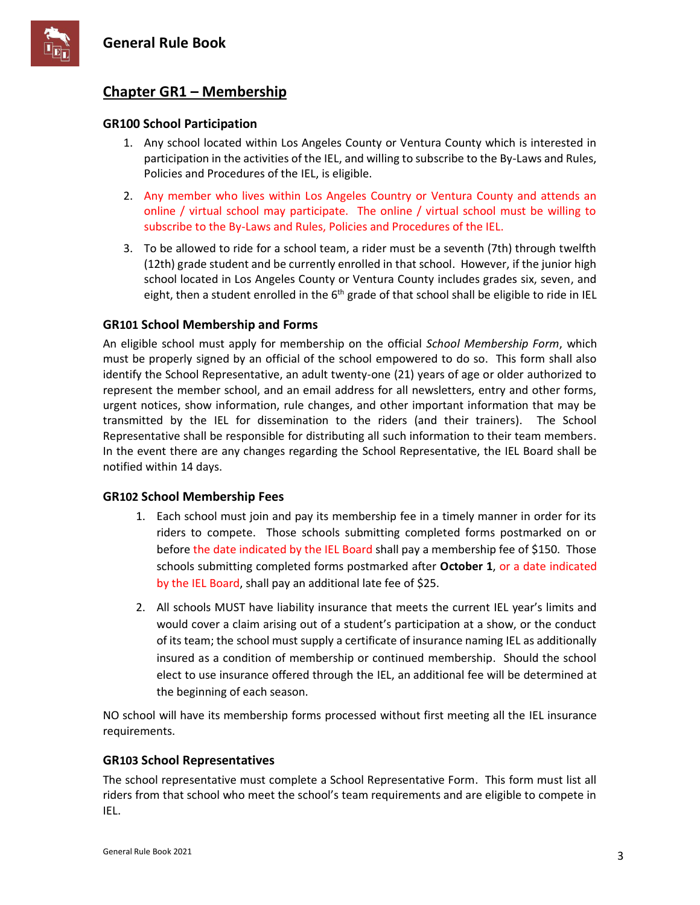## Chapter GR1 – Membership

### GR100 School Participation

1. Any school located within Los Angeles County or Ventura County which is interested in participation in the activities of the IEL, and willing to subscribe to the By-Laws and Rules, Policies and Procedures of the IEL, is eligible.
2. Any member who lives within Los Angeles Country or Ventura County and attends an online / virtual school may participate. The online / virtual school must be willing to subscribe to the By-Laws and Rules, Policies and Procedures of the IEL.
3. To be allowed to ride for a school team, a rider must be a seventh (7th) through twelfth (12th) grade student and be currently enrolled in that school. However, if the junior high school located in Los Angeles County or Ventura County includes grades six, seven, and eight, then a student enrolled in the 6th grade of that school shall be eligible to ride in IEL

### GR101 School Membership and Forms

An eligible school must apply for membership on the official *School Membership Form*, which must be properly signed by an official of the school empowered to do so. This form shall also identify the School Representative, an adult twenty-one (21) years of age or older authorized to represent the member school, and an email address for all newsletters, entry and other forms, urgent notices, show information, rule changes, and other important information that may be transmitted by the IEL for dissemination to the riders (and their trainers). The School Representative shall be responsible for distributing all such information to their team members. In the event there are any changes regarding the School Representative, the IEL Board shall be notified within 14 days.

### GR102 School Membership Fees

1. Each school must join and pay its membership fee in a timely manner in order for its riders to compete. Those schools submitting completed forms postmarked on or before the date indicated by the IEL Board shall pay a membership fee of $150. Those schools submitting completed forms postmarked after **October 1**, or a date indicated by the IEL Board, shall pay an additional late fee of $25.
2. All schools MUST have liability insurance that meets the current IEL year's limits and would cover a claim arising out of a student's participation at a show, or the conduct of its team; the school must supply a certificate of insurance naming IEL as additionally insured as a condition of membership or continued membership. Should the school elect to use insurance offered through the IEL, an additional fee will be determined at the beginning of each season.

NO school will have its membership forms processed without first meeting all the IEL insurance requirements.

### GR103 School Representatives

The school representative must complete a School Representative Form. This form must list all riders from that school who meet the school's team requirements and are eligible to compete in IEL.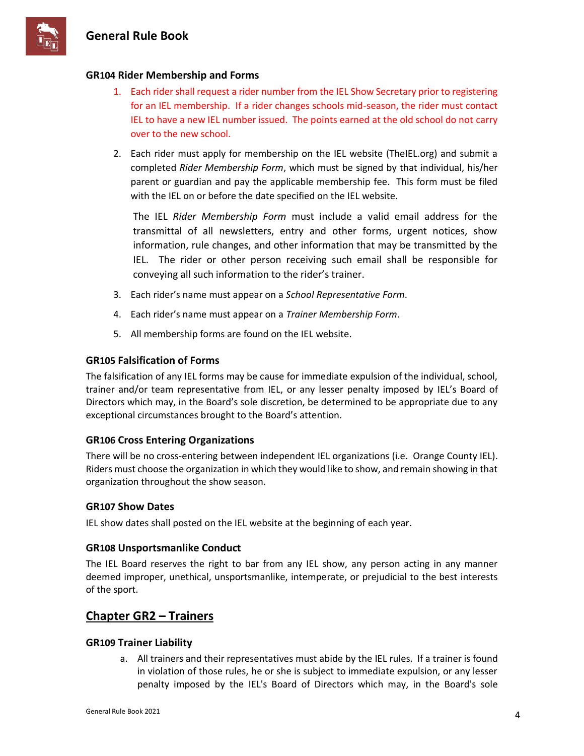### GR104 Rider Membership and Forms

1. Each rider shall request a rider number from the IEL Show Secretary prior to registering for an IEL membership. If a rider changes schools mid-season, the rider must contact IEL to have a new IEL number issued. The points earned at the old school do not carry over to the new school.

2. Each rider must apply for membership on the IEL website (TheIEL.org) and submit a completed *Rider Membership Form*, which must be signed by that individual, his/her parent or guardian and pay the applicable membership fee. This form must be filed with the IEL on or before the date specified on the IEL website.

   The IEL *Rider Membership Form* must include a valid email address for the transmittal of all newsletters, entry and other forms, urgent notices, show information, rule changes, and other information that may be transmitted by the IEL. The rider or other person receiving such email shall be responsible for conveying all such information to the rider's trainer.

3. Each rider's name must appear on a *School Representative Form*.

4. Each rider's name must appear on a *Trainer Membership Form*.

5. All membership forms are found on the IEL website.

### GR105 Falsification of Forms

The falsification of any IEL forms may be cause for immediate expulsion of the individual, school, trainer and/or team representative from IEL, or any lesser penalty imposed by IEL's Board of Directors which may, in the Board's sole discretion, be determined to be appropriate due to any exceptional circumstances brought to the Board's attention.

### GR106 Cross Entering Organizations

There will be no cross-entering between independent IEL organizations (i.e. Orange County IEL). Riders must choose the organization in which they would like to show, and remain showing in that organization throughout the show season.

### GR107 Show Dates

IEL show dates shall posted on the IEL website at the beginning of each year.

### GR108 Unsportsmanlike Conduct

The IEL Board reserves the right to bar from any IEL show, any person acting in any manner deemed improper, unethical, unsportsmanlike, intemperate, or prejudicial to the best interests of the sport.

## Chapter GR2 – Trainers

### GR109 Trainer Liability

a. All trainers and their representatives must abide by the IEL rules. If a trainer is found in violation of those rules, he or she is subject to immediate expulsion, or any lesser penalty imposed by the IEL's Board of Directors which may, in the Board's sole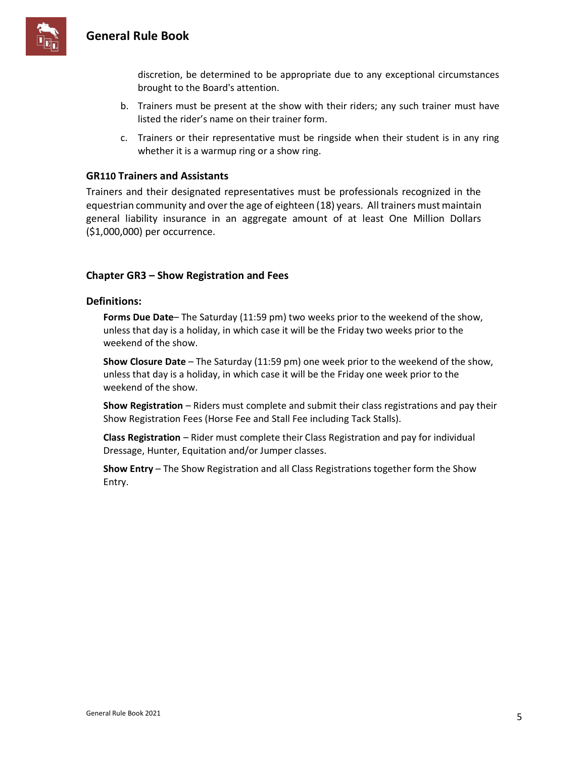discretion, be determined to be appropriate due to any exceptional circumstances brought to the Board's attention.

b. Trainers must be present at the show with their riders; any such trainer must have listed the rider's name on their trainer form.

c. Trainers or their representative must be ringside when their student is in any ring whether it is a warmup ring or a show ring.

### GR110 Trainers and Assistants

Trainers and their designated representatives must be professionals recognized in the equestrian community and over the age of eighteen (18) years. All trainers must maintain general liability insurance in an aggregate amount of at least One Million Dollars ($1,000,000) per occurrence.

## Chapter GR3 – Show Registration and Fees

### Definitions:

**Forms Due Date**– The Saturday (11:59 pm) two weeks prior to the weekend of the show, unless that day is a holiday, in which case it will be the Friday two weeks prior to the weekend of the show.

**Show Closure Date** – The Saturday (11:59 pm) one week prior to the weekend of the show, unless that day is a holiday, in which case it will be the Friday one week prior to the weekend of the show.

**Show Registration** – Riders must complete and submit their class registrations and pay their Show Registration Fees (Horse Fee and Stall Fee including Tack Stalls).

**Class Registration** – Rider must complete their Class Registration and pay for individual Dressage, Hunter, Equitation and/or Jumper classes.

**Show Entry** – The Show Registration and all Class Registrations together form the Show Entry.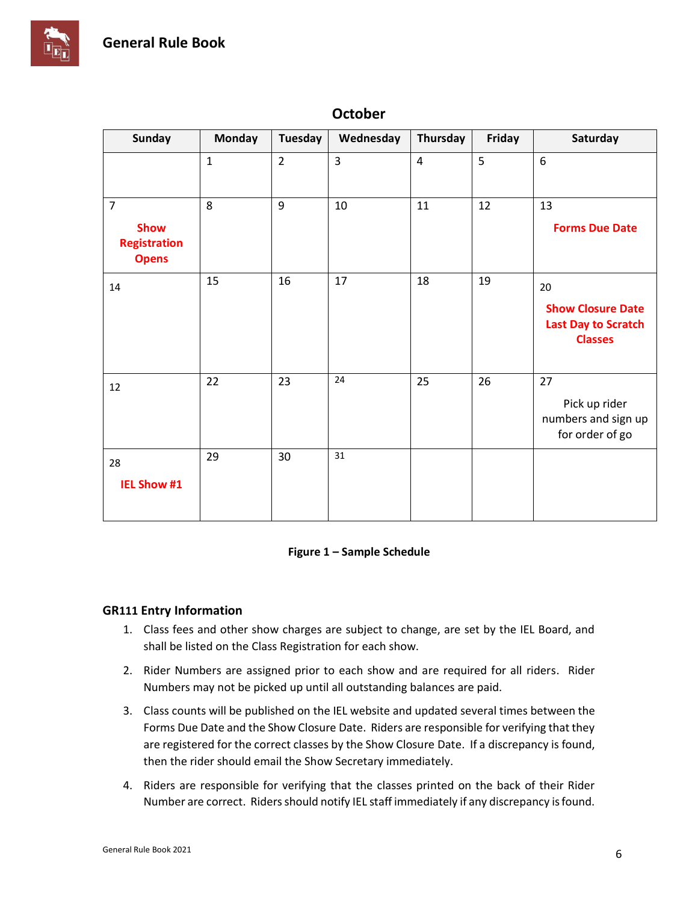**October**

| Sunday | Monday | Tuesday | Wednesday | Thursday | Friday | Saturday |
|---|---|---|---|---|---|---|
| | 1 | 2 | 3 | 4 | 5 | 6 |
| 7<br>**Show Registration Opens** | 8 | 9 | 10 | 11 | 12 | 13<br>**Forms Due Date** |
| 14 | 15 | 16 | 17 | 18 | 19 | 20<br>**Show Closure Date Last Day to Scratch Classes** |
| 12 | 22 | 23 | 24 | 25 | 26 | 27<br>Pick up rider numbers and sign up for order of go |
| 28<br>**IEL Show #1** | 29 | 30 | 31 | | | |

**Figure 1 – Sample Schedule**

### GR111 Entry Information

1. Class fees and other show charges are subject to change, are set by the IEL Board, and shall be listed on the Class Registration for each show.
2. Rider Numbers are assigned prior to each show and are required for all riders. Rider Numbers may not be picked up until all outstanding balances are paid.
3. Class counts will be published on the IEL website and updated several times between the Forms Due Date and the Show Closure Date. Riders are responsible for verifying that they are registered for the correct classes by the Show Closure Date. If a discrepancy is found, then the rider should email the Show Secretary immediately.
4. Riders are responsible for verifying that the classes printed on the back of their Rider Number are correct. Riders should notify IEL staff immediately if any discrepancy is found.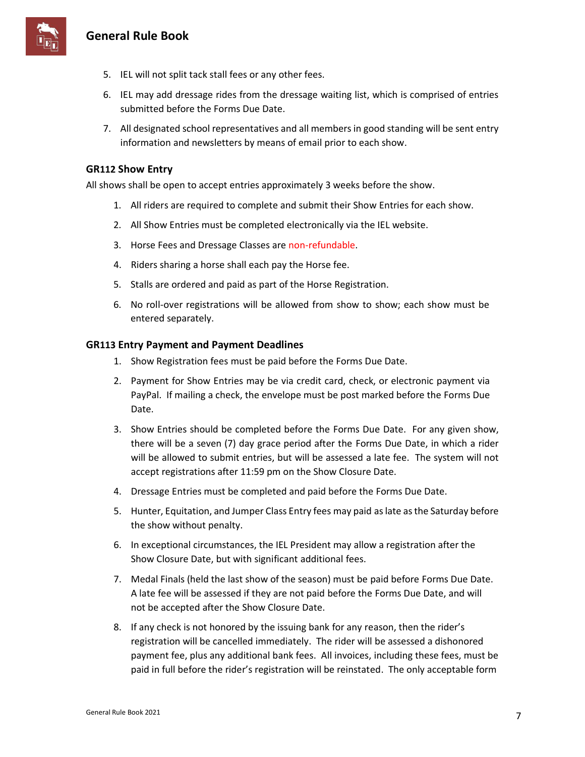5. IEL will not split tack stall fees or any other fees.
6. IEL may add dressage rides from the dressage waiting list, which is comprised of entries submitted before the Forms Due Date.
7. All designated school representatives and all members in good standing will be sent entry information and newsletters by means of email prior to each show.

### GR112 Show Entry

All shows shall be open to accept entries approximately 3 weeks before the show.

1. All riders are required to complete and submit their Show Entries for each show.
2. All Show Entries must be completed electronically via the IEL website.
3. Horse Fees and Dressage Classes are non-refundable.
4. Riders sharing a horse shall each pay the Horse fee.
5. Stalls are ordered and paid as part of the Horse Registration.
6. No roll-over registrations will be allowed from show to show; each show must be entered separately.

### GR113 Entry Payment and Payment Deadlines

1. Show Registration fees must be paid before the Forms Due Date.
2. Payment for Show Entries may be via credit card, check, or electronic payment via PayPal. If mailing a check, the envelope must be post marked before the Forms Due Date.
3. Show Entries should be completed before the Forms Due Date. For any given show, there will be a seven (7) day grace period after the Forms Due Date, in which a rider will be allowed to submit entries, but will be assessed a late fee. The system will not accept registrations after 11:59 pm on the Show Closure Date.
4. Dressage Entries must be completed and paid before the Forms Due Date.
5. Hunter, Equitation, and Jumper Class Entry fees may paid as late as the Saturday before the show without penalty.
6. In exceptional circumstances, the IEL President may allow a registration after the Show Closure Date, but with significant additional fees.
7. Medal Finals (held the last show of the season) must be paid before Forms Due Date. A late fee will be assessed if they are not paid before the Forms Due Date, and will not be accepted after the Show Closure Date.
8. If any check is not honored by the issuing bank for any reason, then the rider's registration will be cancelled immediately. The rider will be assessed a dishonored payment fee, plus any additional bank fees. All invoices, including these fees, must be paid in full before the rider's registration will be reinstated. The only acceptable form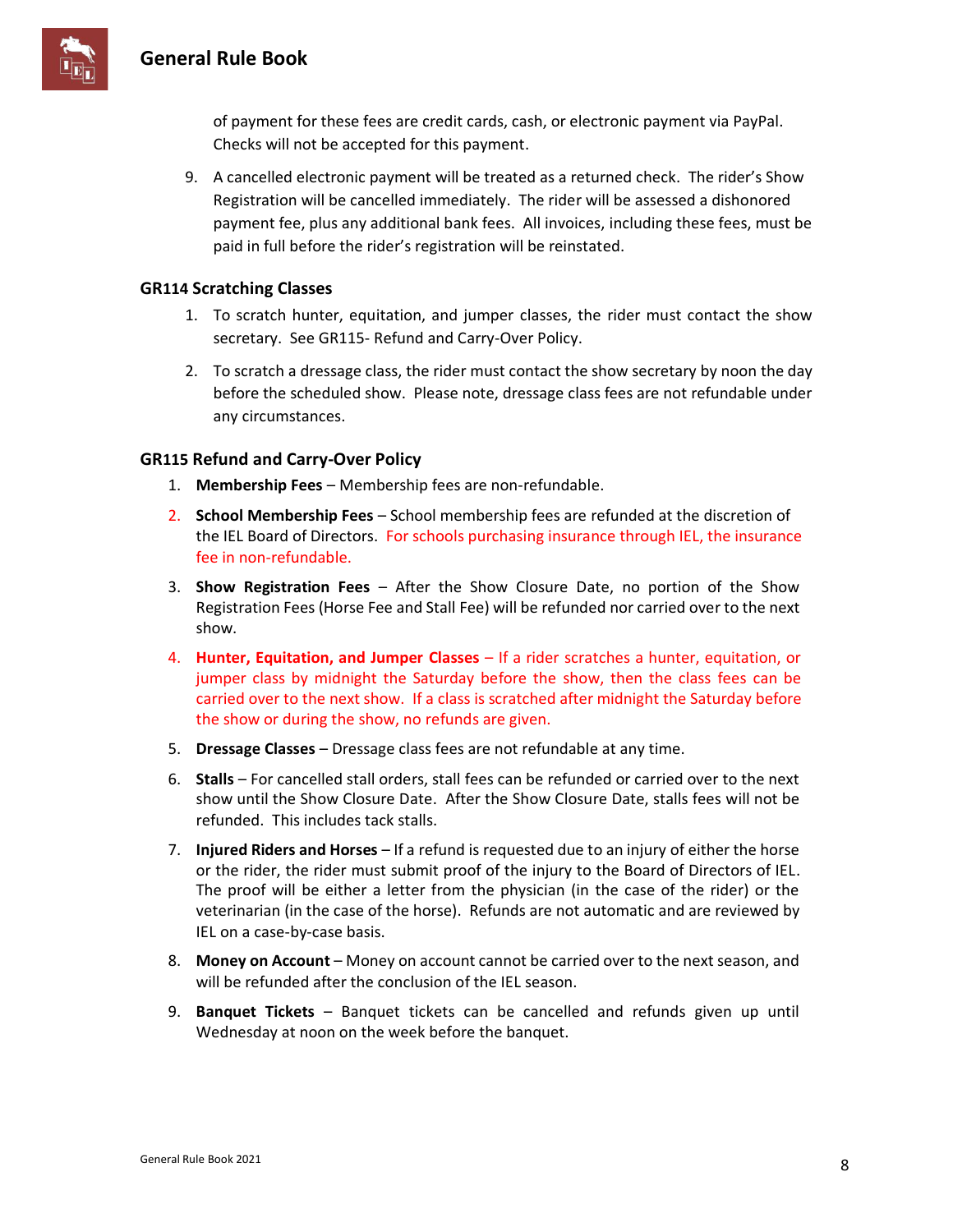of payment for these fees are credit cards, cash, or electronic payment via PayPal. Checks will not be accepted for this payment.

9. A cancelled electronic payment will be treated as a returned check. The rider's Show Registration will be cancelled immediately. The rider will be assessed a dishonored payment fee, plus any additional bank fees. All invoices, including these fees, must be paid in full before the rider's registration will be reinstated.

### GR114 Scratching Classes

1. To scratch hunter, equitation, and jumper classes, the rider must contact the show secretary. See GR115- Refund and Carry-Over Policy.
2. To scratch a dressage class, the rider must contact the show secretary by noon the day before the scheduled show. Please note, dressage class fees are not refundable under any circumstances.

### GR115 Refund and Carry-Over Policy

1. **Membership Fees** – Membership fees are non-refundable.
2. **School Membership Fees** – School membership fees are refunded at the discretion of the IEL Board of Directors. For schools purchasing insurance through IEL, the insurance fee in non-refundable.
3. **Show Registration Fees** – After the Show Closure Date, no portion of the Show Registration Fees (Horse Fee and Stall Fee) will be refunded nor carried over to the next show.
4. **Hunter, Equitation, and Jumper Classes** – If a rider scratches a hunter, equitation, or jumper class by midnight the Saturday before the show, then the class fees can be carried over to the next show. If a class is scratched after midnight the Saturday before the show or during the show, no refunds are given.
5. **Dressage Classes** – Dressage class fees are not refundable at any time.
6. **Stalls** – For cancelled stall orders, stall fees can be refunded or carried over to the next show until the Show Closure Date. After the Show Closure Date, stalls fees will not be refunded. This includes tack stalls.
7. **Injured Riders and Horses** – If a refund is requested due to an injury of either the horse or the rider, the rider must submit proof of the injury to the Board of Directors of IEL. The proof will be either a letter from the physician (in the case of the rider) or the veterinarian (in the case of the horse). Refunds are not automatic and are reviewed by IEL on a case-by-case basis.
8. **Money on Account** – Money on account cannot be carried over to the next season, and will be refunded after the conclusion of the IEL season.
9. **Banquet Tickets** – Banquet tickets can be cancelled and refunds given up until Wednesday at noon on the week before the banquet.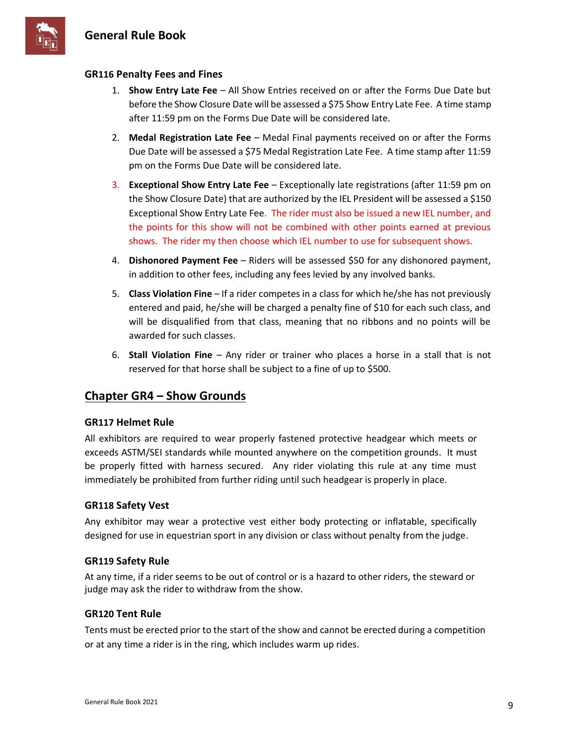### GR116 Penalty Fees and Fines

1. **Show Entry Late Fee** – All Show Entries received on or after the Forms Due Date but before the Show Closure Date will be assessed a $75 Show Entry Late Fee. A time stamp after 11:59 pm on the Forms Due Date will be considered late.
2. **Medal Registration Late Fee** – Medal Final payments received on or after the Forms Due Date will be assessed a $75 Medal Registration Late Fee. A time stamp after 11:59 pm on the Forms Due Date will be considered late.
3. **Exceptional Show Entry Late Fee** – Exceptionally late registrations (after 11:59 pm on the Show Closure Date) that are authorized by the IEL President will be assessed a $150 Exceptional Show Entry Late Fee. The rider must also be issued a new IEL number, and the points for this show will not be combined with other points earned at previous shows. The rider my then choose which IEL number to use for subsequent shows.
4. **Dishonored Payment Fee** – Riders will be assessed $50 for any dishonored payment, in addition to other fees, including any fees levied by any involved banks.
5. **Class Violation Fine** – If a rider competes in a class for which he/she has not previously entered and paid, he/she will be charged a penalty fine of $10 for each such class, and will be disqualified from that class, meaning that no ribbons and no points will be awarded for such classes.
6. **Stall Violation Fine** – Any rider or trainer who places a horse in a stall that is not reserved for that horse shall be subject to a fine of up to $500.

## Chapter GR4 – Show Grounds

### GR117 Helmet Rule

All exhibitors are required to wear properly fastened protective headgear which meets or exceeds ASTM/SEI standards while mounted anywhere on the competition grounds. It must be properly fitted with harness secured. Any rider violating this rule at any time must immediately be prohibited from further riding until such headgear is properly in place.

### GR118 Safety Vest

Any exhibitor may wear a protective vest either body protecting or inflatable, specifically designed for use in equestrian sport in any division or class without penalty from the judge.

### GR119 Safety Rule

At any time, if a rider seems to be out of control or is a hazard to other riders, the steward or judge may ask the rider to withdraw from the show.

### GR120 Tent Rule

Tents must be erected prior to the start of the show and cannot be erected during a competition or at any time a rider is in the ring, which includes warm up rides.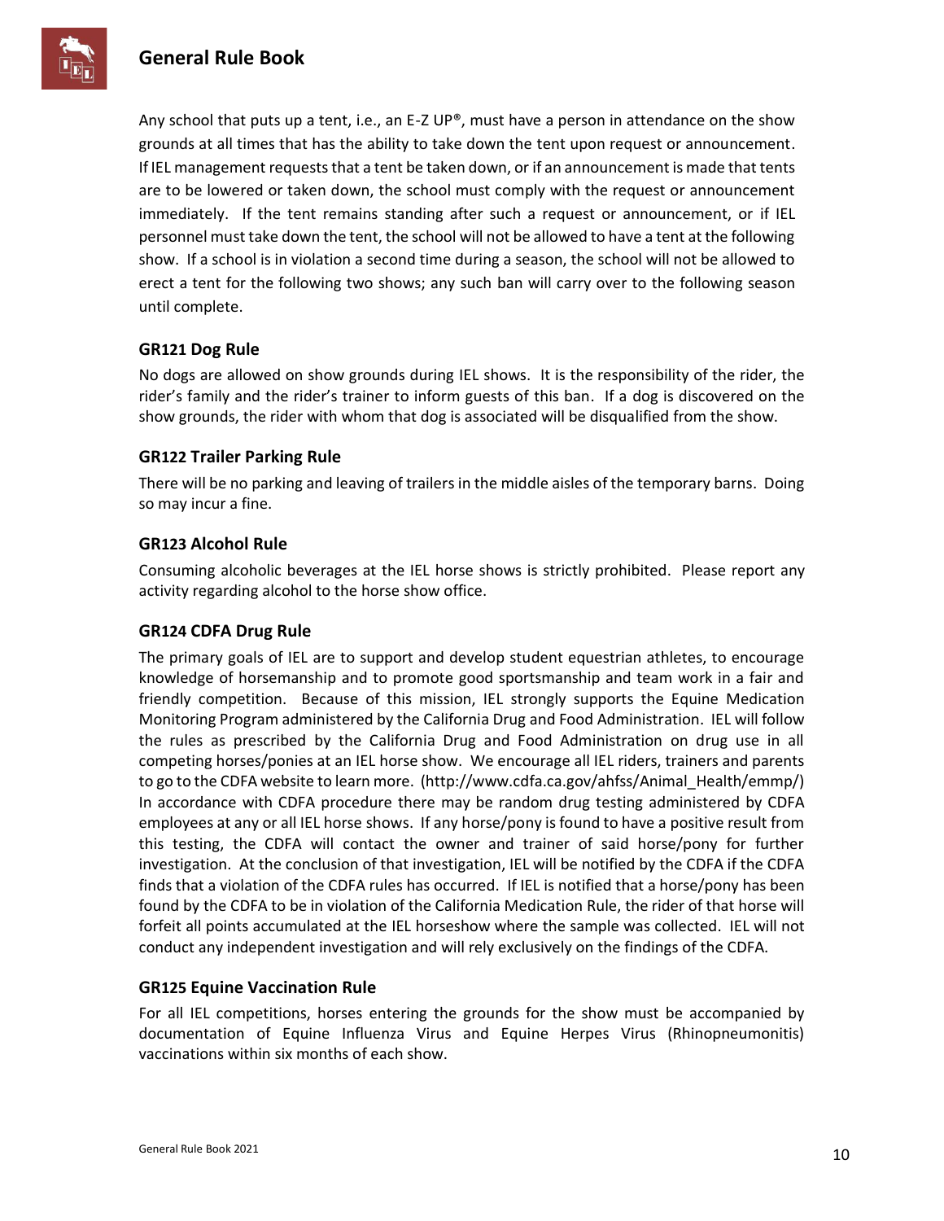Any school that puts up a tent, i.e., an E-Z UP®, must have a person in attendance on the show grounds at all times that has the ability to take down the tent upon request or announcement. If IEL management requests that a tent be taken down, or if an announcement is made that tents are to be lowered or taken down, the school must comply with the request or announcement immediately. If the tent remains standing after such a request or announcement, or if IEL personnel must take down the tent, the school will not be allowed to have a tent at the following show. If a school is in violation a second time during a season, the school will not be allowed to erect a tent for the following two shows; any such ban will carry over to the following season until complete.

### GR121 Dog Rule

No dogs are allowed on show grounds during IEL shows. It is the responsibility of the rider, the rider's family and the rider's trainer to inform guests of this ban. If a dog is discovered on the show grounds, the rider with whom that dog is associated will be disqualified from the show.

### GR122 Trailer Parking Rule

There will be no parking and leaving of trailers in the middle aisles of the temporary barns. Doing so may incur a fine.

### GR123 Alcohol Rule

Consuming alcoholic beverages at the IEL horse shows is strictly prohibited. Please report any activity regarding alcohol to the horse show office.

### GR124 CDFA Drug Rule

The primary goals of IEL are to support and develop student equestrian athletes, to encourage knowledge of horsemanship and to promote good sportsmanship and team work in a fair and friendly competition. Because of this mission, IEL strongly supports the Equine Medication Monitoring Program administered by the California Drug and Food Administration. IEL will follow the rules as prescribed by the California Drug and Food Administration on drug use in all competing horses/ponies at an IEL horse show. We encourage all IEL riders, trainers and parents to go to the CDFA website to learn more. (http://www.cdfa.ca.gov/ahfss/Animal_Health/emmp/) In accordance with CDFA procedure there may be random drug testing administered by CDFA employees at any or all IEL horse shows. If any horse/pony is found to have a positive result from this testing, the CDFA will contact the owner and trainer of said horse/pony for further investigation. At the conclusion of that investigation, IEL will be notified by the CDFA if the CDFA finds that a violation of the CDFA rules has occurred. If IEL is notified that a horse/pony has been found by the CDFA to be in violation of the California Medication Rule, the rider of that horse will forfeit all points accumulated at the IEL horseshow where the sample was collected. IEL will not conduct any independent investigation and will rely exclusively on the findings of the CDFA.

### GR125 Equine Vaccination Rule

For all IEL competitions, horses entering the grounds for the show must be accompanied by documentation of Equine Influenza Virus and Equine Herpes Virus (Rhinopneumonitis) vaccinations within six months of each show.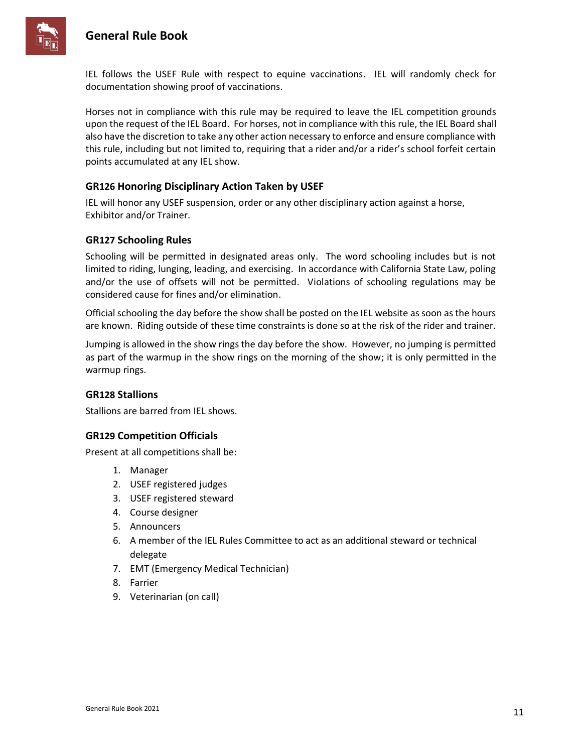IEL follows the USEF Rule with respect to equine vaccinations. IEL will randomly check for documentation showing proof of vaccinations.

Horses not in compliance with this rule may be required to leave the IEL competition grounds upon the request of the IEL Board. For horses, not in compliance with this rule, the IEL Board shall also have the discretion to take any other action necessary to enforce and ensure compliance with this rule, including but not limited to, requiring that a rider and/or a rider's school forfeit certain points accumulated at any IEL show.

### GR126 Honoring Disciplinary Action Taken by USEF

IEL will honor any USEF suspension, order or any other disciplinary action against a horse, Exhibitor and/or Trainer.

### GR127 Schooling Rules

Schooling will be permitted in designated areas only. The word schooling includes but is not limited to riding, lunging, leading, and exercising. In accordance with California State Law, poling and/or the use of offsets will not be permitted. Violations of schooling regulations may be considered cause for fines and/or elimination.

Official schooling the day before the show shall be posted on the IEL website as soon as the hours are known. Riding outside of these time constraints is done so at the risk of the rider and trainer.

Jumping is allowed in the show rings the day before the show. However, no jumping is permitted as part of the warmup in the show rings on the morning of the show; it is only permitted in the warmup rings.

### GR128 Stallions

Stallions are barred from IEL shows.

### GR129 Competition Officials

Present at all competitions shall be:

1. Manager
2. USEF registered judges
3. USEF registered steward
4. Course designer
5. Announcers
6. A member of the IEL Rules Committee to act as an additional steward or technical delegate
7. EMT (Emergency Medical Technician)
8. Farrier
9. Veterinarian (on call)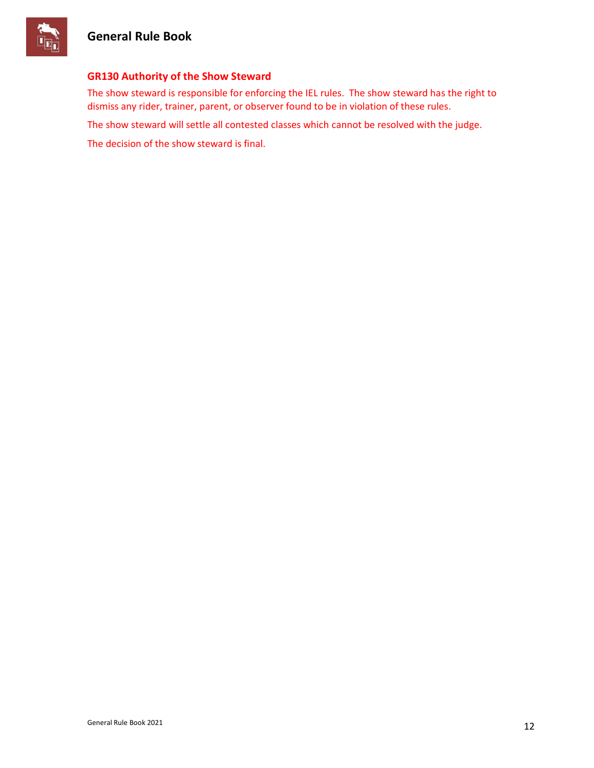### GR130 Authority of the Show Steward

The show steward is responsible for enforcing the IEL rules. The show steward has the right to dismiss any rider, trainer, parent, or observer found to be in violation of these rules.

The show steward will settle all contested classes which cannot be resolved with the judge.

The decision of the show steward is final.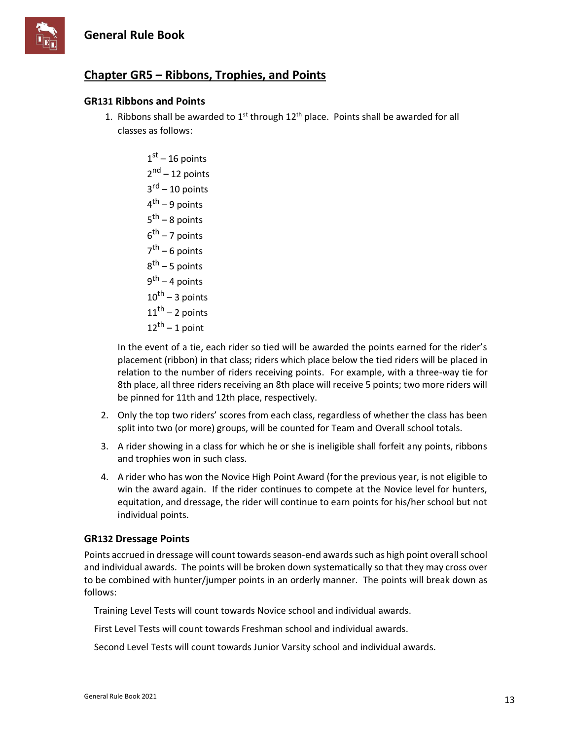## Chapter GR5 – Ribbons, Trophies, and Points

### GR131 Ribbons and Points

1. Ribbons shall be awarded to 1st through 12th place. Points shall be awarded for all classes as follows:

   1st – 16 points
   2nd – 12 points
   3rd – 10 points
   4th – 9 points
   5th – 8 points
   6th – 7 points
   7th – 6 points
   8th – 5 points
   9th – 4 points
   10th – 3 points
   11th – 2 points
   12th – 1 point

   In the event of a tie, each rider so tied will be awarded the points earned for the rider's placement (ribbon) in that class; riders which place below the tied riders will be placed in relation to the number of riders receiving points. For example, with a three-way tie for 8th place, all three riders receiving an 8th place will receive 5 points; two more riders will be pinned for 11th and 12th place, respectively.

2. Only the top two riders' scores from each class, regardless of whether the class has been split into two (or more) groups, will be counted for Team and Overall school totals.
3. A rider showing in a class for which he or she is ineligible shall forfeit any points, ribbons and trophies won in such class.
4. A rider who has won the Novice High Point Award (for the previous year, is not eligible to win the award again. If the rider continues to compete at the Novice level for hunters, equitation, and dressage, the rider will continue to earn points for his/her school but not individual points.

### GR132 Dressage Points

Points accrued in dressage will count towards season-end awards such as high point overall school and individual awards. The points will be broken down systematically so that they may cross over to be combined with hunter/jumper points in an orderly manner. The points will break down as follows:

Training Level Tests will count towards Novice school and individual awards.

First Level Tests will count towards Freshman school and individual awards.

Second Level Tests will count towards Junior Varsity school and individual awards.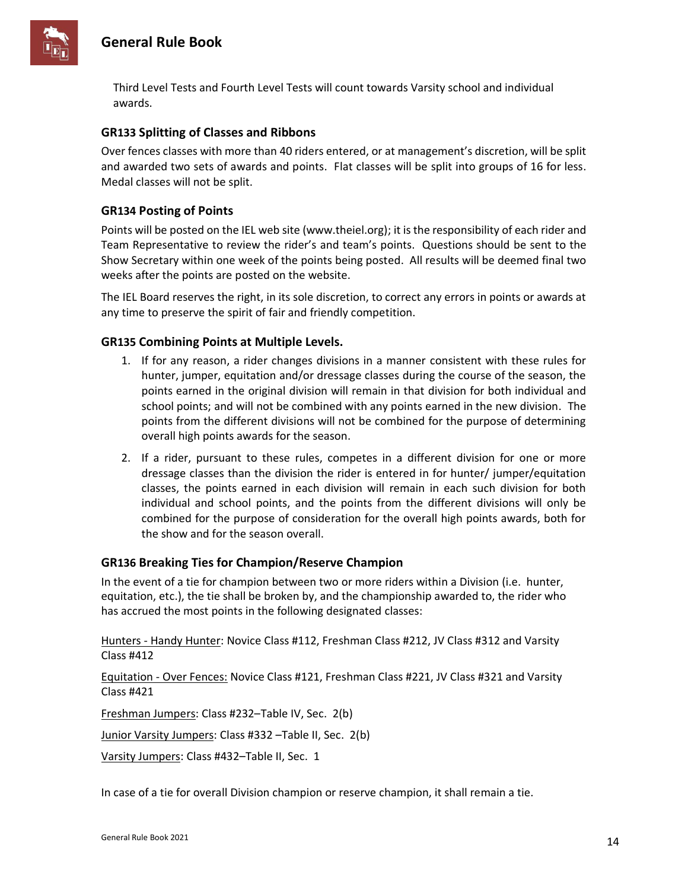Third Level Tests and Fourth Level Tests will count towards Varsity school and individual awards.

### GR133 Splitting of Classes and Ribbons

Over fences classes with more than 40 riders entered, or at management's discretion, will be split and awarded two sets of awards and points. Flat classes will be split into groups of 16 for less. Medal classes will not be split.

### GR134 Posting of Points

Points will be posted on the IEL web site (www.theiel.org); it is the responsibility of each rider and Team Representative to review the rider's and team's points. Questions should be sent to the Show Secretary within one week of the points being posted. All results will be deemed final two weeks after the points are posted on the website.

The IEL Board reserves the right, in its sole discretion, to correct any errors in points or awards at any time to preserve the spirit of fair and friendly competition.

### GR135 Combining Points at Multiple Levels.

1. If for any reason, a rider changes divisions in a manner consistent with these rules for hunter, jumper, equitation and/or dressage classes during the course of the season, the points earned in the original division will remain in that division for both individual and school points; and will not be combined with any points earned in the new division. The points from the different divisions will not be combined for the purpose of determining overall high points awards for the season.
2. If a rider, pursuant to these rules, competes in a different division for one or more dressage classes than the division the rider is entered in for hunter/ jumper/equitation classes, the points earned in each division will remain in each such division for both individual and school points, and the points from the different divisions will only be combined for the purpose of consideration for the overall high points awards, both for the show and for the season overall.

### GR136 Breaking Ties for Champion/Reserve Champion

In the event of a tie for champion between two or more riders within a Division (i.e. hunter, equitation, etc.), the tie shall be broken by, and the championship awarded to, the rider who has accrued the most points in the following designated classes:

<u>Hunters - Handy Hunter</u>: Novice Class #112, Freshman Class #212, JV Class #312 and Varsity Class #412

<u>Equitation - Over Fences:</u> Novice Class #121, Freshman Class #221, JV Class #321 and Varsity Class #421

<u>Freshman Jumpers</u>: Class #232–Table IV, Sec. 2(b)

<u>Junior Varsity Jumpers</u>: Class #332 –Table II, Sec. 2(b)

<u>Varsity Jumpers</u>: Class #432–Table II, Sec. 1

In case of a tie for overall Division champion or reserve champion, it shall remain a tie.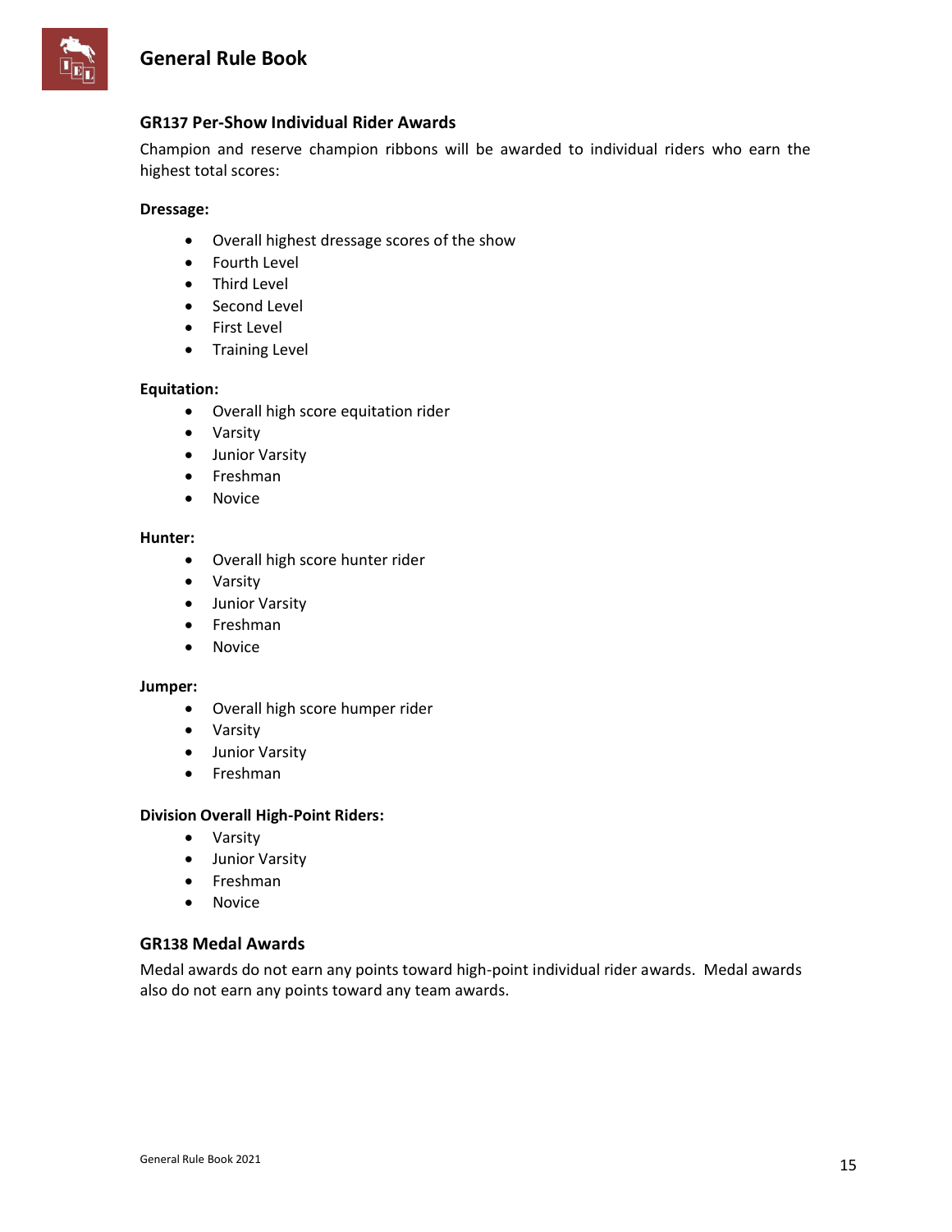### GR137 Per-Show Individual Rider Awards

Champion and reserve champion ribbons will be awarded to individual riders who earn the highest total scores:

**Dressage:**

- Overall highest dressage scores of the show
- Fourth Level
- Third Level
- Second Level
- First Level
- Training Level

**Equitation:**

- Overall high score equitation rider
- Varsity
- Junior Varsity
- Freshman
- Novice

**Hunter:**

- Overall high score hunter rider
- Varsity
- Junior Varsity
- Freshman
- Novice

**Jumper:**

- Overall high score humper rider
- Varsity
- Junior Varsity
- Freshman

**Division Overall High-Point Riders:**

- Varsity
- Junior Varsity
- Freshman
- Novice

### GR138 Medal Awards

Medal awards do not earn any points toward high-point individual rider awards. Medal awards also do not earn any points toward any team awards.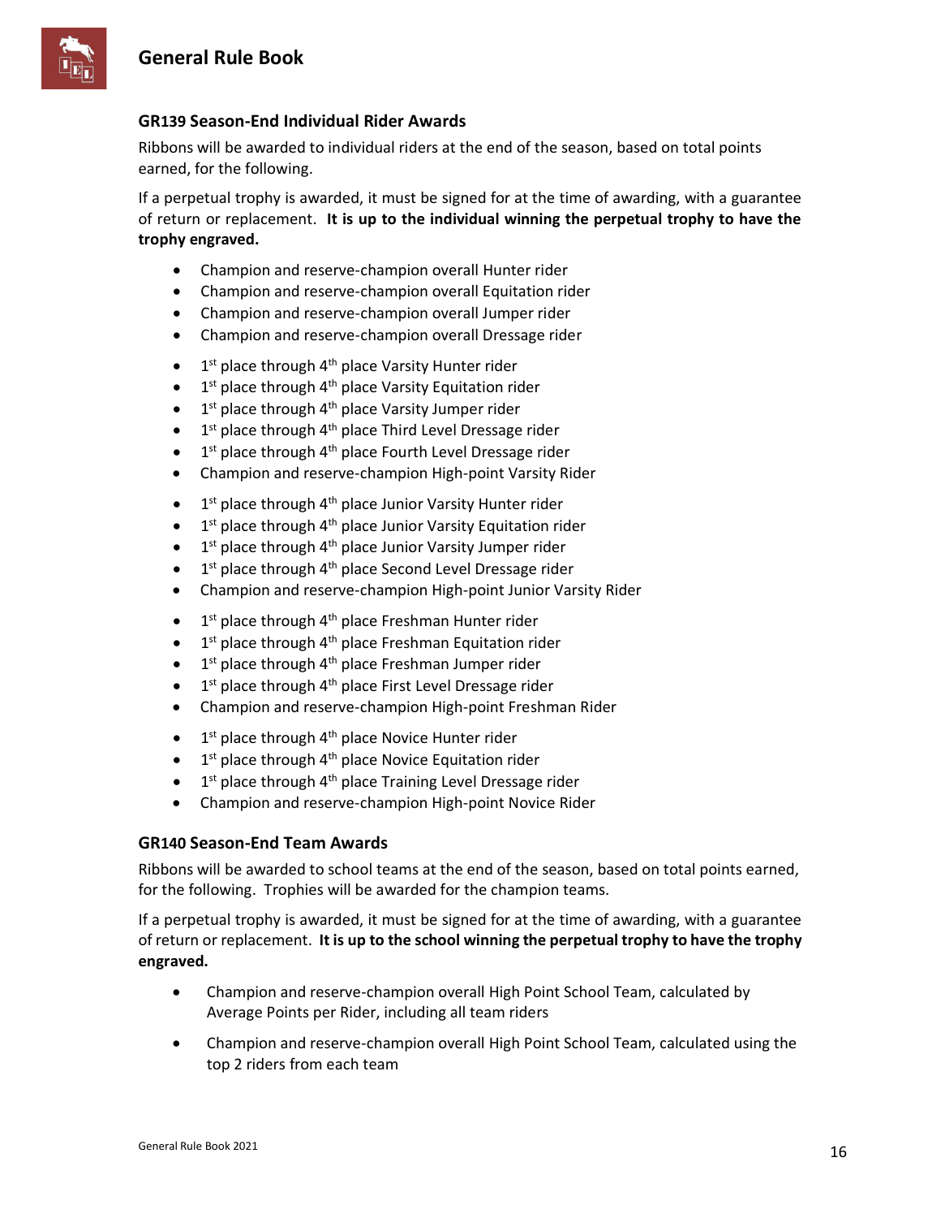### GR139 Season-End Individual Rider Awards

Ribbons will be awarded to individual riders at the end of the season, based on total points earned, for the following.

If a perpetual trophy is awarded, it must be signed for at the time of awarding, with a guarantee of return or replacement. **It is up to the individual winning the perpetual trophy to have the trophy engraved.**

- Champion and reserve-champion overall Hunter rider
- Champion and reserve-champion overall Equitation rider
- Champion and reserve-champion overall Jumper rider
- Champion and reserve-champion overall Dressage rider

- 1st place through 4th place Varsity Hunter rider
- 1st place through 4th place Varsity Equitation rider
- 1st place through 4th place Varsity Jumper rider
- 1st place through 4th place Third Level Dressage rider
- 1st place through 4th place Fourth Level Dressage rider
- Champion and reserve-champion High-point Varsity Rider

- 1st place through 4th place Junior Varsity Hunter rider
- 1st place through 4th place Junior Varsity Equitation rider
- 1st place through 4th place Junior Varsity Jumper rider
- 1st place through 4th place Second Level Dressage rider
- Champion and reserve-champion High-point Junior Varsity Rider

- 1st place through 4th place Freshman Hunter rider
- 1st place through 4th place Freshman Equitation rider
- 1st place through 4th place Freshman Jumper rider
- 1st place through 4th place First Level Dressage rider
- Champion and reserve-champion High-point Freshman Rider

- 1st place through 4th place Novice Hunter rider
- 1st place through 4th place Novice Equitation rider
- 1st place through 4th place Training Level Dressage rider
- Champion and reserve-champion High-point Novice Rider

### GR140 Season-End Team Awards

Ribbons will be awarded to school teams at the end of the season, based on total points earned, for the following. Trophies will be awarded for the champion teams.

If a perpetual trophy is awarded, it must be signed for at the time of awarding, with a guarantee of return or replacement. **It is up to the school winning the perpetual trophy to have the trophy engraved.**

- Champion and reserve-champion overall High Point School Team, calculated by Average Points per Rider, including all team riders
- Champion and reserve-champion overall High Point School Team, calculated using the top 2 riders from each team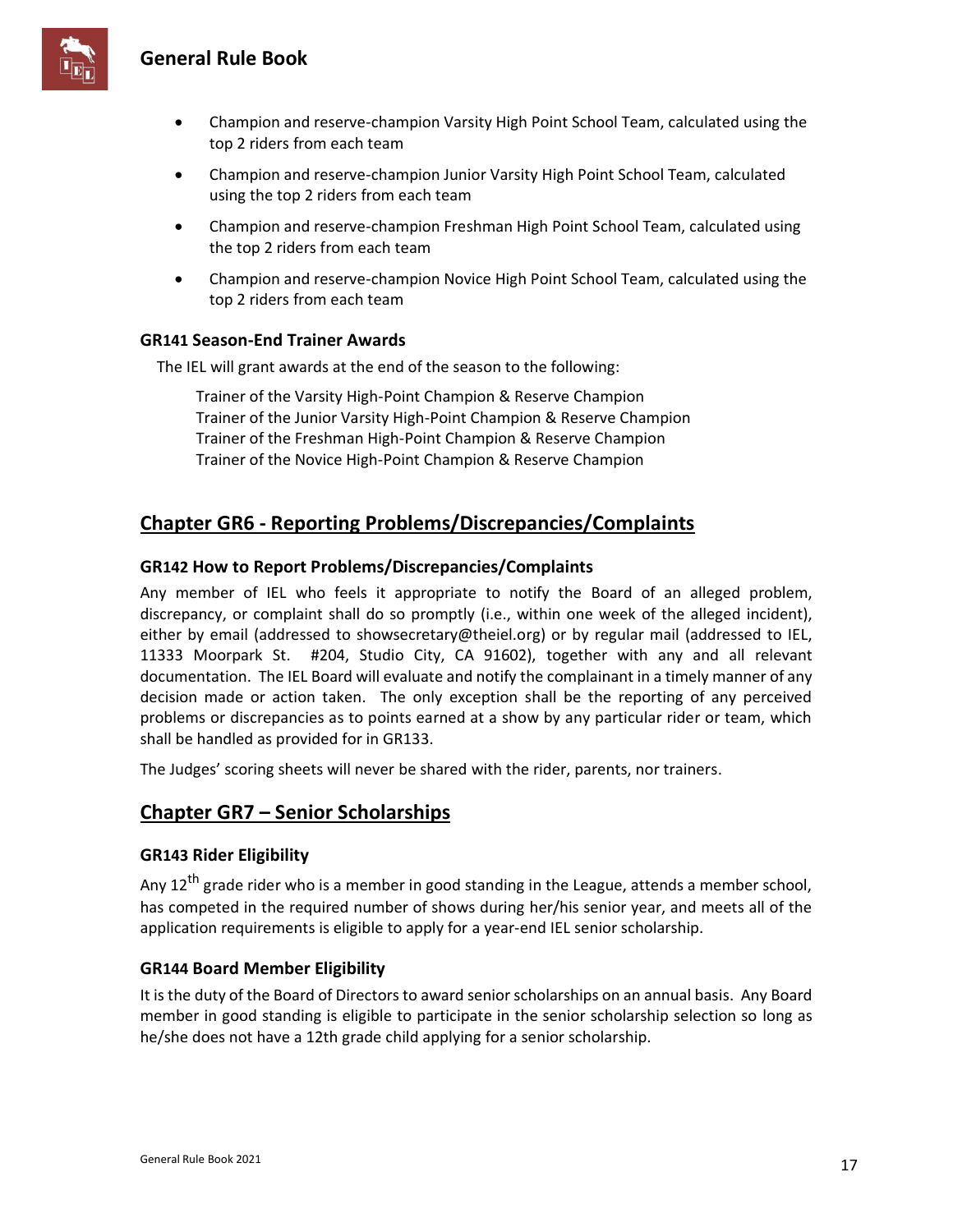- Champion and reserve-champion Varsity High Point School Team, calculated using the top 2 riders from each team
- Champion and reserve-champion Junior Varsity High Point School Team, calculated using the top 2 riders from each team
- Champion and reserve-champion Freshman High Point School Team, calculated using the top 2 riders from each team
- Champion and reserve-champion Novice High Point School Team, calculated using the top 2 riders from each team

### GR141 Season-End Trainer Awards

The IEL will grant awards at the end of the season to the following:

Trainer of the Varsity High-Point Champion & Reserve Champion
Trainer of the Junior Varsity High-Point Champion & Reserve Champion
Trainer of the Freshman High-Point Champion & Reserve Champion
Trainer of the Novice High-Point Champion & Reserve Champion

## Chapter GR6 - Reporting Problems/Discrepancies/Complaints

### GR142 How to Report Problems/Discrepancies/Complaints

Any member of IEL who feels it appropriate to notify the Board of an alleged problem, discrepancy, or complaint shall do so promptly (i.e., within one week of the alleged incident), either by email (addressed to showsecretary@theiel.org) or by regular mail (addressed to IEL, 11333 Moorpark St. #204, Studio City, CA 91602), together with any and all relevant documentation. The IEL Board will evaluate and notify the complainant in a timely manner of any decision made or action taken. The only exception shall be the reporting of any perceived problems or discrepancies as to points earned at a show by any particular rider or team, which shall be handled as provided for in GR133.

The Judges' scoring sheets will never be shared with the rider, parents, nor trainers.

## Chapter GR7 – Senior Scholarships

### GR143 Rider Eligibility

Any 12th grade rider who is a member in good standing in the League, attends a member school, has competed in the required number of shows during her/his senior year, and meets all of the application requirements is eligible to apply for a year-end IEL senior scholarship.

### GR144 Board Member Eligibility

It is the duty of the Board of Directors to award senior scholarships on an annual basis. Any Board member in good standing is eligible to participate in the senior scholarship selection so long as he/she does not have a 12th grade child applying for a senior scholarship.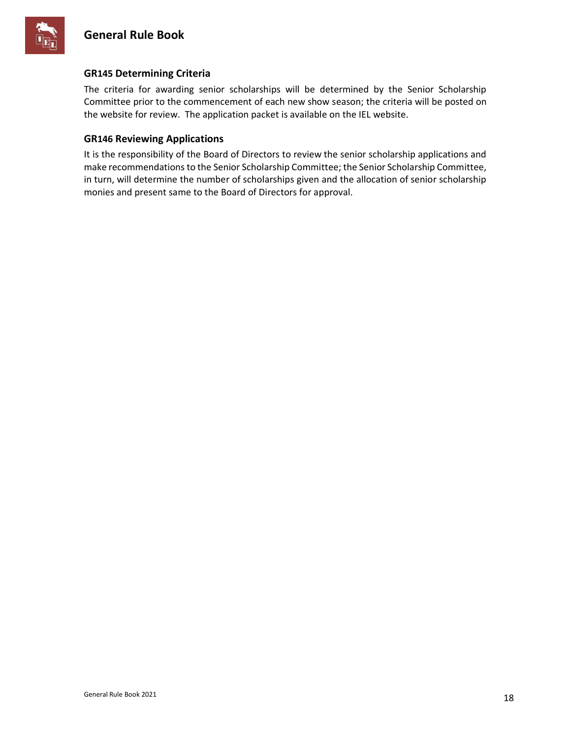### GR145 Determining Criteria

The criteria for awarding senior scholarships will be determined by the Senior Scholarship Committee prior to the commencement of each new show season; the criteria will be posted on the website for review. The application packet is available on the IEL website.

### GR146 Reviewing Applications

It is the responsibility of the Board of Directors to review the senior scholarship applications and make recommendations to the Senior Scholarship Committee; the Senior Scholarship Committee, in turn, will determine the number of scholarships given and the allocation of senior scholarship monies and present same to the Board of Directors for approval.